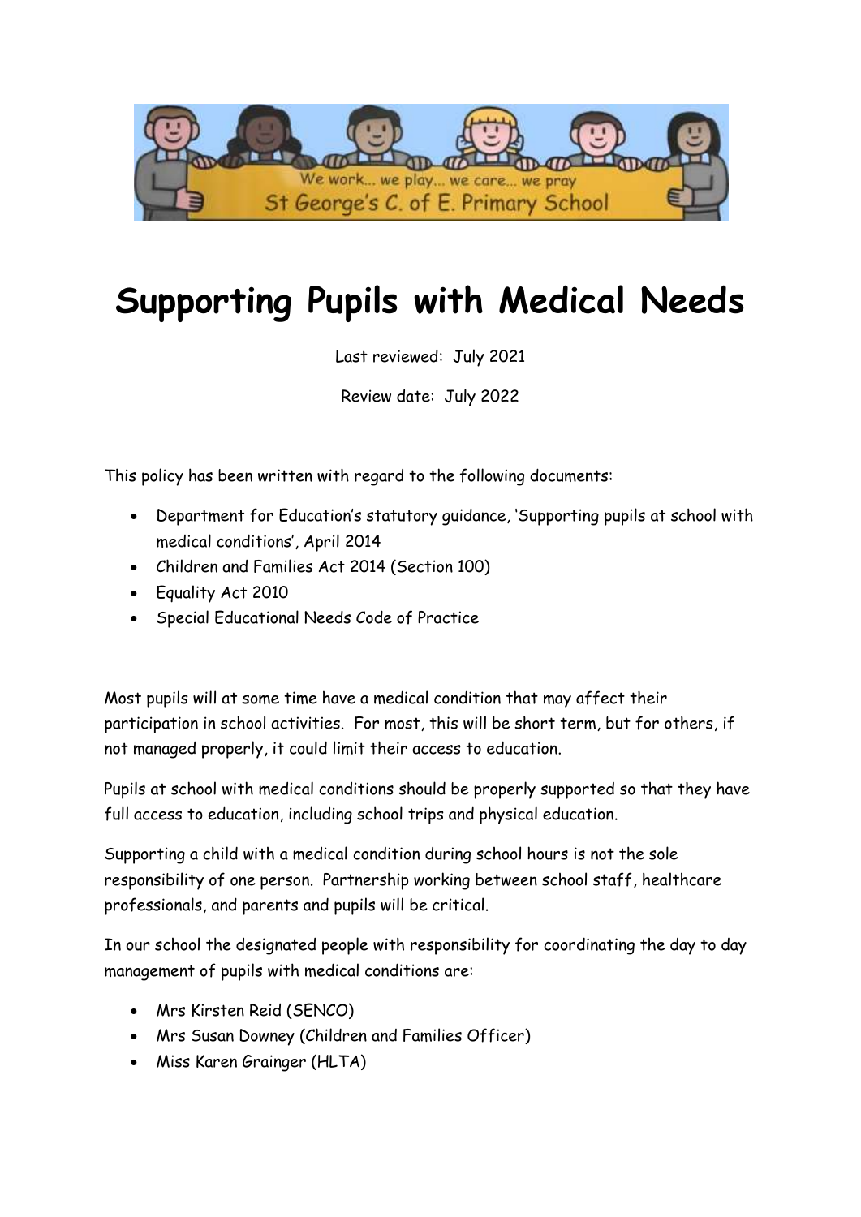# Supporting Pupils with Medical Needs

Last reviewed: July 2021

Review date: July 2022

This policy has been written with regard to the following documents:

- Department for Education's statutory guidance, 'Supporting pupils at school with medical conditions', April 2014
- Children and Families Act 2014 (Section 100)
- Equality Act 2010
- Special Educational Needs Code of Practice

Most pupils will at some time have a medical condition that may affect their participation in school activities. For most, this will be short term, but for others, if not managed properly, it could limit their access to education.

Pupils at school with medical conditions should be properly supported so that they have full access to education, including school trips and physical education.

Supporting a child with a medical condition during school hours is not the sole responsibility of one person. Partnership working between school staff, healthcare professionals, and parents and pupils will be critical.

In our school the designated people with responsibility for coordinating the day to day management of pupils with medical conditions are:

- Mrs Kirsten Reid (SENCO)
- Mrs Susan Downey (Children and Families Officer)
- Miss Karen Grainger (HLTA)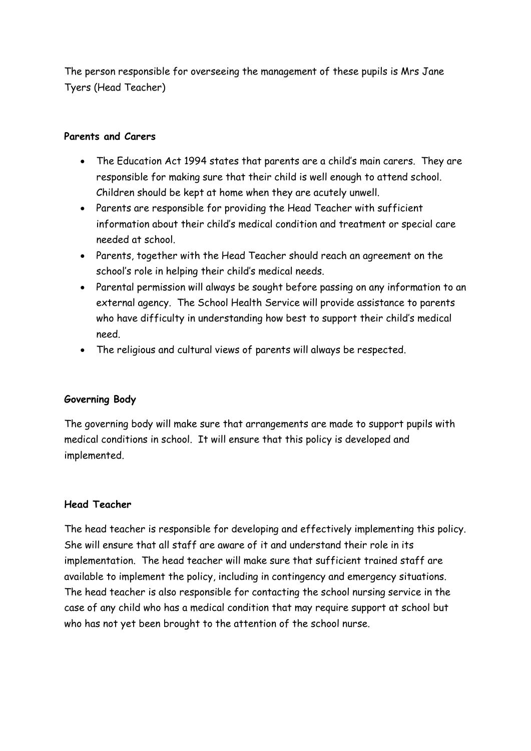The person responsible for overseeing the management of these pupils is Mrs Jane Tyers (Head Teacher)

**Parents and Carers**

- The Education Act 1994 states that parents are a child's main carers. They are responsible for making sure that their child is well enough to attend school. Children should be kept at home when they are acutely unwell.
- Parents are responsible for providing the Head Teacher with sufficient information about their child's medical condition and treatment or special care needed at school.
- Parents, together with the Head Teacher should reach an agreement on the school's role in helping their child's medical needs.
- Parental permission will always be sought before passing on any information to an external agency. The School Health Service will provide assistance to parents who have difficulty in understanding how best to support their child's medical need.
- The religious and cultural views of parents will always be respected.

**Governing Body**

The governing body will make sure that arrangements are made to support pupils with medical conditions in school. It will ensure that this policy is developed and implemented.

**Head Teacher**

The head teacher is responsible for developing and effectively implementing this policy. She will ensure that all staff are aware of it and understand their role in its implementation. The head teacher will make sure that sufficient trained staff are available to implement the policy, including in contingency and emergency situations. The head teacher is also responsible for contacting the school nursing service in the case of any child who has a medical condition that may require support at school but who has not yet been brought to the attention of the school nurse.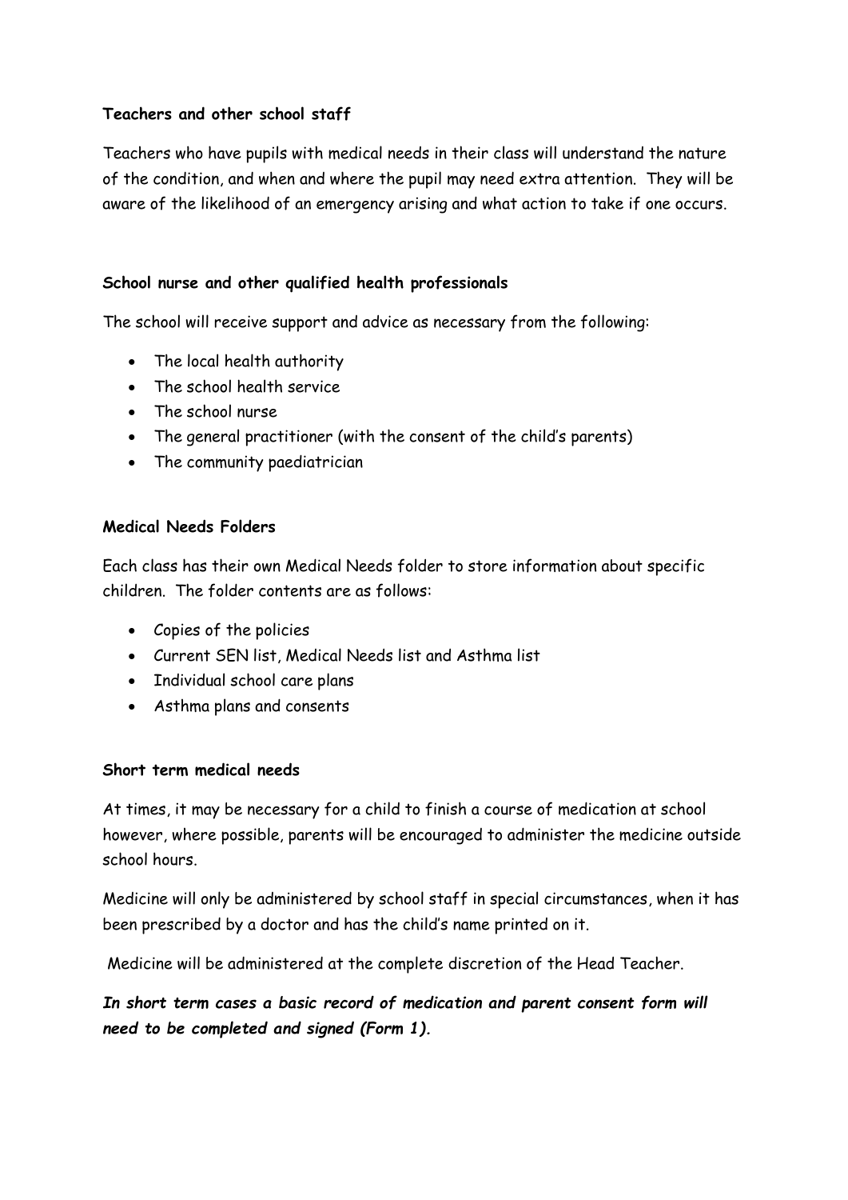**Teachers and other school staff**

Teachers who have pupils with medical needs in their class will understand the nature of the condition, and when and where the pupil may need extra attention. They will be aware of the likelihood of an emergency arising and what action to take if one occurs.

**School nurse and other qualified health professionals**

The school will receive support and advice as necessary from the following:

- The local health authority
- The school health service
- The school nurse
- The general practitioner (with the consent of the child's parents)
- The community paediatrician

**Medical Needs Folders**

Each class has their own Medical Needs folder to store information about specific children. The folder contents are as follows:

- Copies of the policies
- Current SEN list, Medical Needs list and Asthma list
- Individual school care plans
- Asthma plans and consents

**Short term medical needs**

At times, it may be necessary for a child to finish a course of medication at school however, where possible, parents will be encouraged to administer the medicine outside school hours.

Medicine will only be administered by school staff in special circumstances, when it has been prescribed by a doctor and has the child's name printed on it.

Medicine will be administered at the complete discretion of the Head Teacher.

***In short term cases a basic record of medication and parent consent form will need to be completed and signed (Form 1).***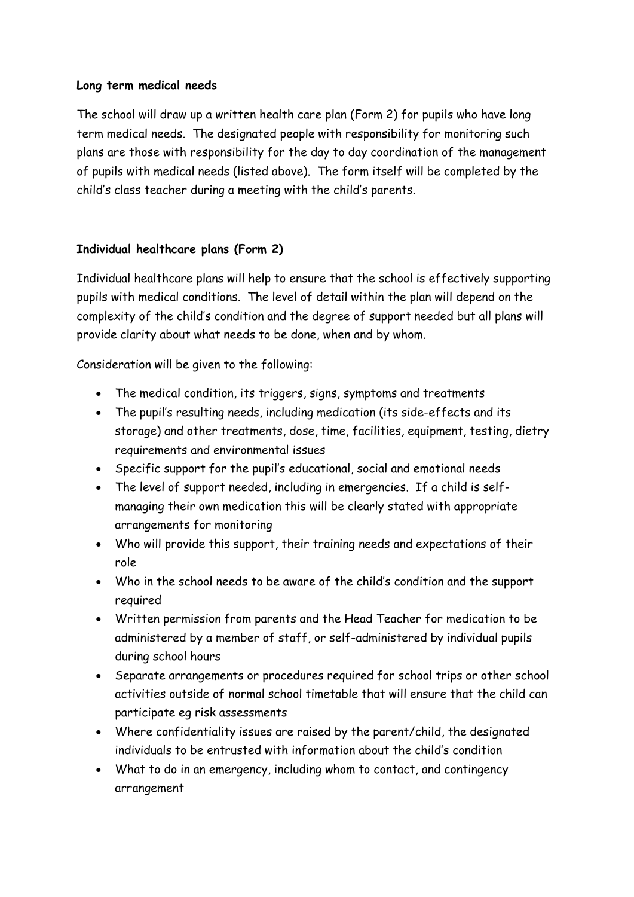**Long term medical needs**

The school will draw up a written health care plan (Form 2) for pupils who have long term medical needs. The designated people with responsibility for monitoring such plans are those with responsibility for the day to day coordination of the management of pupils with medical needs (listed above). The form itself will be completed by the child's class teacher during a meeting with the child's parents.

**Individual healthcare plans (Form 2)**

Individual healthcare plans will help to ensure that the school is effectively supporting pupils with medical conditions. The level of detail within the plan will depend on the complexity of the child's condition and the degree of support needed but all plans will provide clarity about what needs to be done, when and by whom.

Consideration will be given to the following:

- The medical condition, its triggers, signs, symptoms and treatments
- The pupil's resulting needs, including medication (its side-effects and its storage) and other treatments, dose, time, facilities, equipment, testing, dietry requirements and environmental issues
- Specific support for the pupil's educational, social and emotional needs
- The level of support needed, including in emergencies. If a child is self-managing their own medication this will be clearly stated with appropriate arrangements for monitoring
- Who will provide this support, their training needs and expectations of their role
- Who in the school needs to be aware of the child's condition and the support required
- Written permission from parents and the Head Teacher for medication to be administered by a member of staff, or self-administered by individual pupils during school hours
- Separate arrangements or procedures required for school trips or other school activities outside of normal school timetable that will ensure that the child can participate eg risk assessments
- Where confidentiality issues are raised by the parent/child, the designated individuals to be entrusted with information about the child's condition
- What to do in an emergency, including whom to contact, and contingency arrangement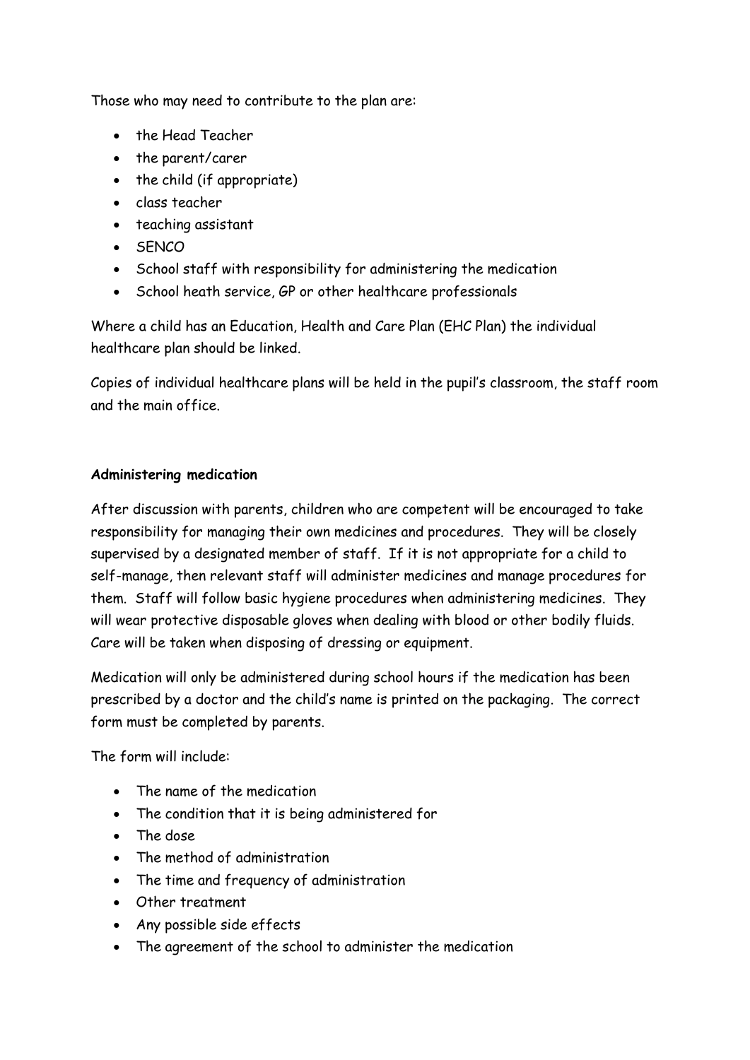Those who may need to contribute to the plan are:

- the Head Teacher
- the parent/carer
- the child (if appropriate)
- class teacher
- teaching assistant
- SENCO
- School staff with responsibility for administering the medication
- School heath service, GP or other healthcare professionals

Where a child has an Education, Health and Care Plan (EHC Plan) the individual healthcare plan should be linked.

Copies of individual healthcare plans will be held in the pupil's classroom, the staff room and the main office.

**Administering medication**

After discussion with parents, children who are competent will be encouraged to take responsibility for managing their own medicines and procedures. They will be closely supervised by a designated member of staff. If it is not appropriate for a child to self-manage, then relevant staff will administer medicines and manage procedures for them. Staff will follow basic hygiene procedures when administering medicines. They will wear protective disposable gloves when dealing with blood or other bodily fluids. Care will be taken when disposing of dressing or equipment.

Medication will only be administered during school hours if the medication has been prescribed by a doctor and the child's name is printed on the packaging. The correct form must be completed by parents.

The form will include:

- The name of the medication
- The condition that it is being administered for
- The dose
- The method of administration
- The time and frequency of administration
- Other treatment
- Any possible side effects
- The agreement of the school to administer the medication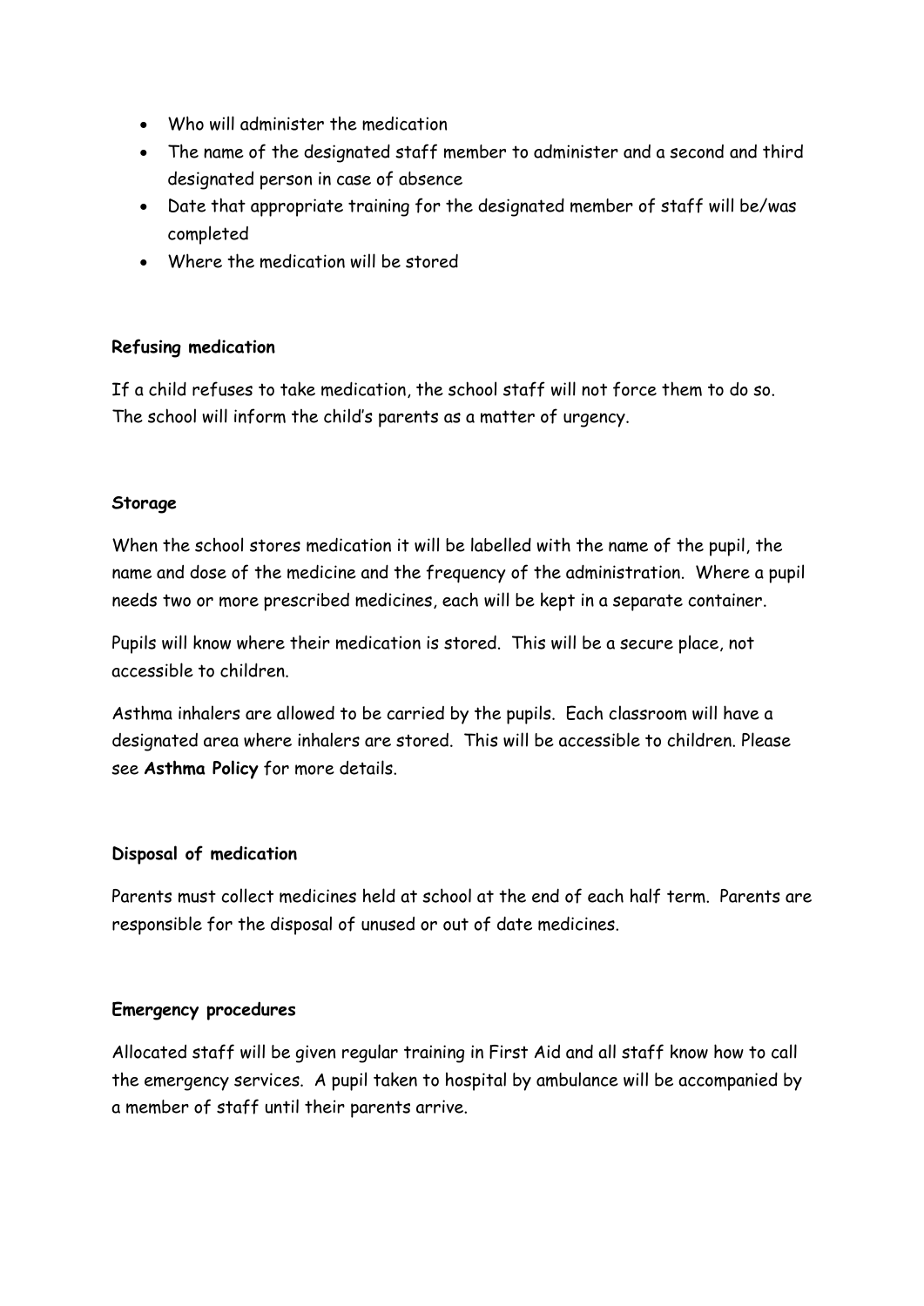- Who will administer the medication
- The name of the designated staff member to administer and a second and third designated person in case of absence
- Date that appropriate training for the designated member of staff will be/was completed
- Where the medication will be stored

**Refusing medication**

If a child refuses to take medication, the school staff will not force them to do so. The school will inform the child's parents as a matter of urgency.

**Storage**

When the school stores medication it will be labelled with the name of the pupil, the name and dose of the medicine and the frequency of the administration. Where a pupil needs two or more prescribed medicines, each will be kept in a separate container.

Pupils will know where their medication is stored. This will be a secure place, not accessible to children.

Asthma inhalers are allowed to be carried by the pupils. Each classroom will have a designated area where inhalers are stored. This will be accessible to children. Please see **Asthma Policy** for more details.

**Disposal of medication**

Parents must collect medicines held at school at the end of each half term. Parents are responsible for the disposal of unused or out of date medicines.

**Emergency procedures**

Allocated staff will be given regular training in First Aid and all staff know how to call the emergency services. A pupil taken to hospital by ambulance will be accompanied by a member of staff until their parents arrive.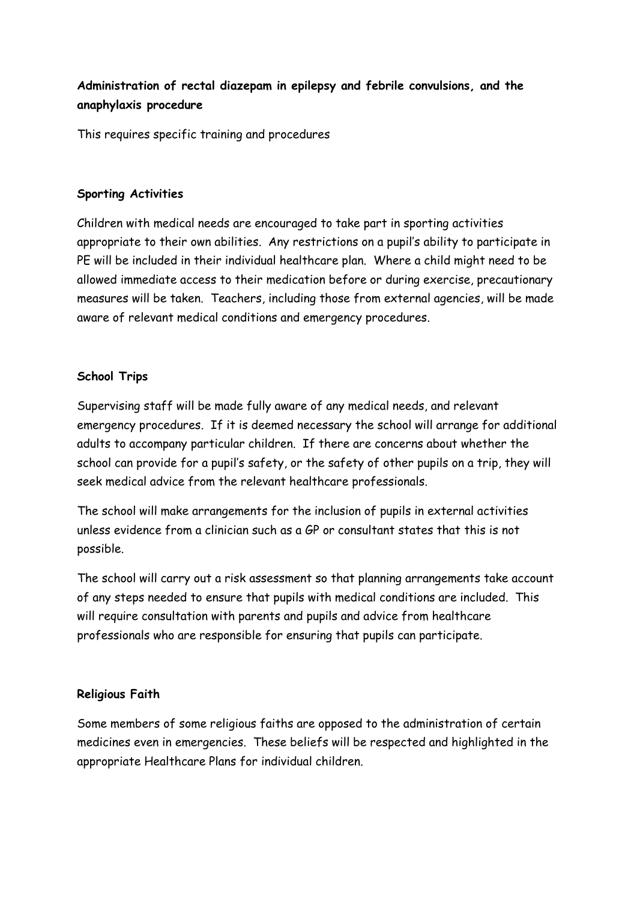**Administration of rectal diazepam in epilepsy and febrile convulsions, and the anaphylaxis procedure**

This requires specific training and procedures

**Sporting Activities**

Children with medical needs are encouraged to take part in sporting activities appropriate to their own abilities. Any restrictions on a pupil's ability to participate in PE will be included in their individual healthcare plan. Where a child might need to be allowed immediate access to their medication before or during exercise, precautionary measures will be taken. Teachers, including those from external agencies, will be made aware of relevant medical conditions and emergency procedures.

**School Trips**

Supervising staff will be made fully aware of any medical needs, and relevant emergency procedures. If it is deemed necessary the school will arrange for additional adults to accompany particular children. If there are concerns about whether the school can provide for a pupil's safety, or the safety of other pupils on a trip, they will seek medical advice from the relevant healthcare professionals.

The school will make arrangements for the inclusion of pupils in external activities unless evidence from a clinician such as a GP or consultant states that this is not possible.

The school will carry out a risk assessment so that planning arrangements take account of any steps needed to ensure that pupils with medical conditions are included. This will require consultation with parents and pupils and advice from healthcare professionals who are responsible for ensuring that pupils can participate.

**Religious Faith**

Some members of some religious faiths are opposed to the administration of certain medicines even in emergencies. These beliefs will be respected and highlighted in the appropriate Healthcare Plans for individual children.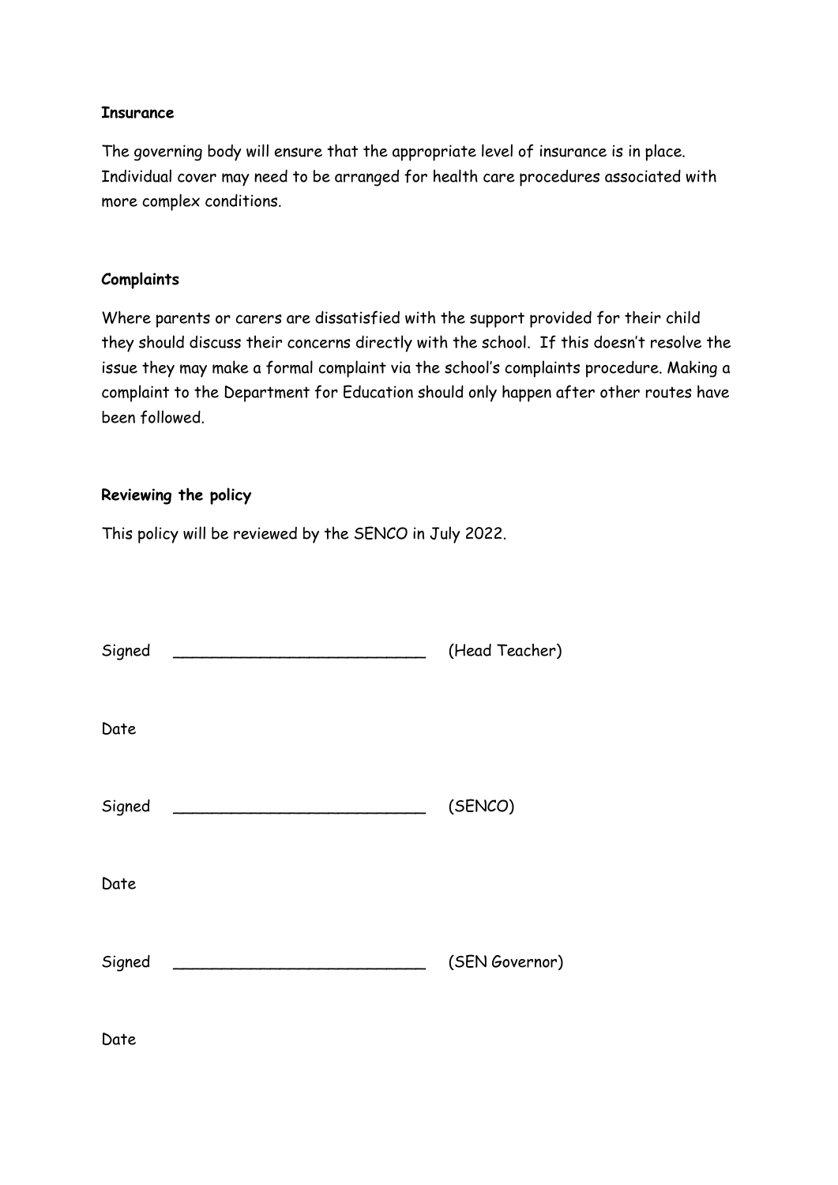**Insurance**

The governing body will ensure that the appropriate level of insurance is in place. Individual cover may need to be arranged for health care procedures associated with more complex conditions.

**Complaints**

Where parents or carers are dissatisfied with the support provided for their child they should discuss their concerns directly with the school. If this doesn't resolve the issue they may make a formal complaint via the school's complaints procedure. Making a complaint to the Department for Education should only happen after other routes have been followed.

**Reviewing the policy**

This policy will be reviewed by the SENCO in July 2022.

Signed ___________________________ (Head Teacher)

Date

Signed ___________________________ (SENCO)

Date

Signed ___________________________ (SEN Governor)

Date